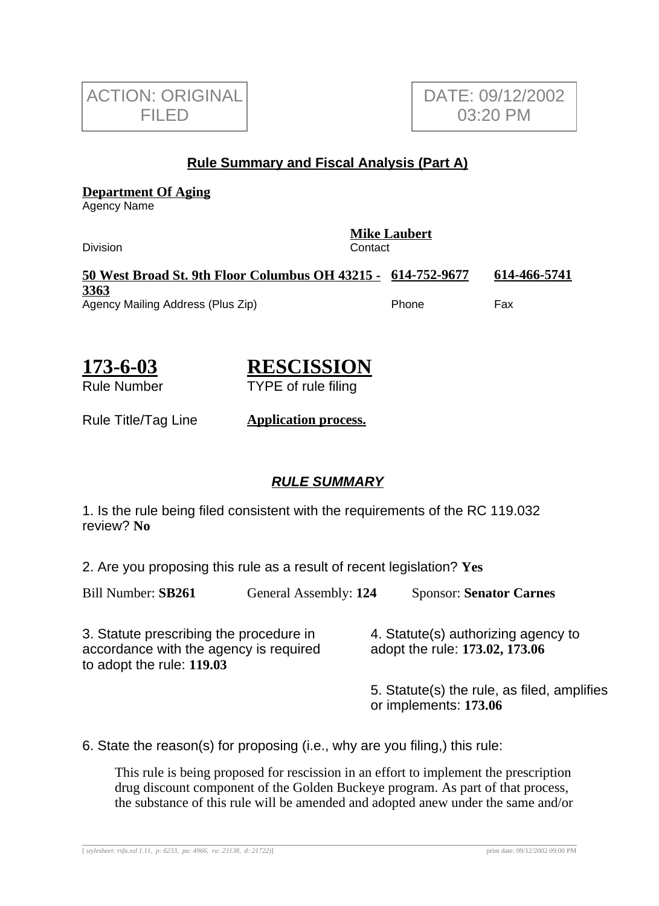ACTION: ORIGINAL FILED

DATE: 09/12/2002 03:20 PM

## Rule Summary and Fiscal Analysis (Part A)

**Department Of Aging**
Agency Name

Division

**Mike Laubert**
Contact

**50 West Broad St. 9th Floor Columbus OH 43215 - 3363**
Agency Mailing Address (Plus Zip)

**614-752-9677**
Phone

**614-466-5741**
Fax

**173-6-03**
Rule Number

**RESCISSION**
TYPE of rule filing

Rule Title/Tag Line **Application process.**

### *RULE SUMMARY*

1. Is the rule being filed consistent with the requirements of the RC 119.032 review? **No**

2. Are you proposing this rule as a result of recent legislation? **Yes**

Bill Number: **SB261** General Assembly: **124** Sponsor: **Senator Carnes**

3. Statute prescribing the procedure in accordance with the agency is required to adopt the rule: **119.03**

4. Statute(s) authorizing agency to adopt the rule: **173.02, 173.06**

5. Statute(s) the rule, as filed, amplifies or implements: **173.06**

6. State the reason(s) for proposing (i.e., why are you filing,) this rule:

This rule is being proposed for rescission in an effort to implement the prescription drug discount component of the Golden Buckeye program. As part of that process, the substance of this rule will be amended and adopted anew under the same and/or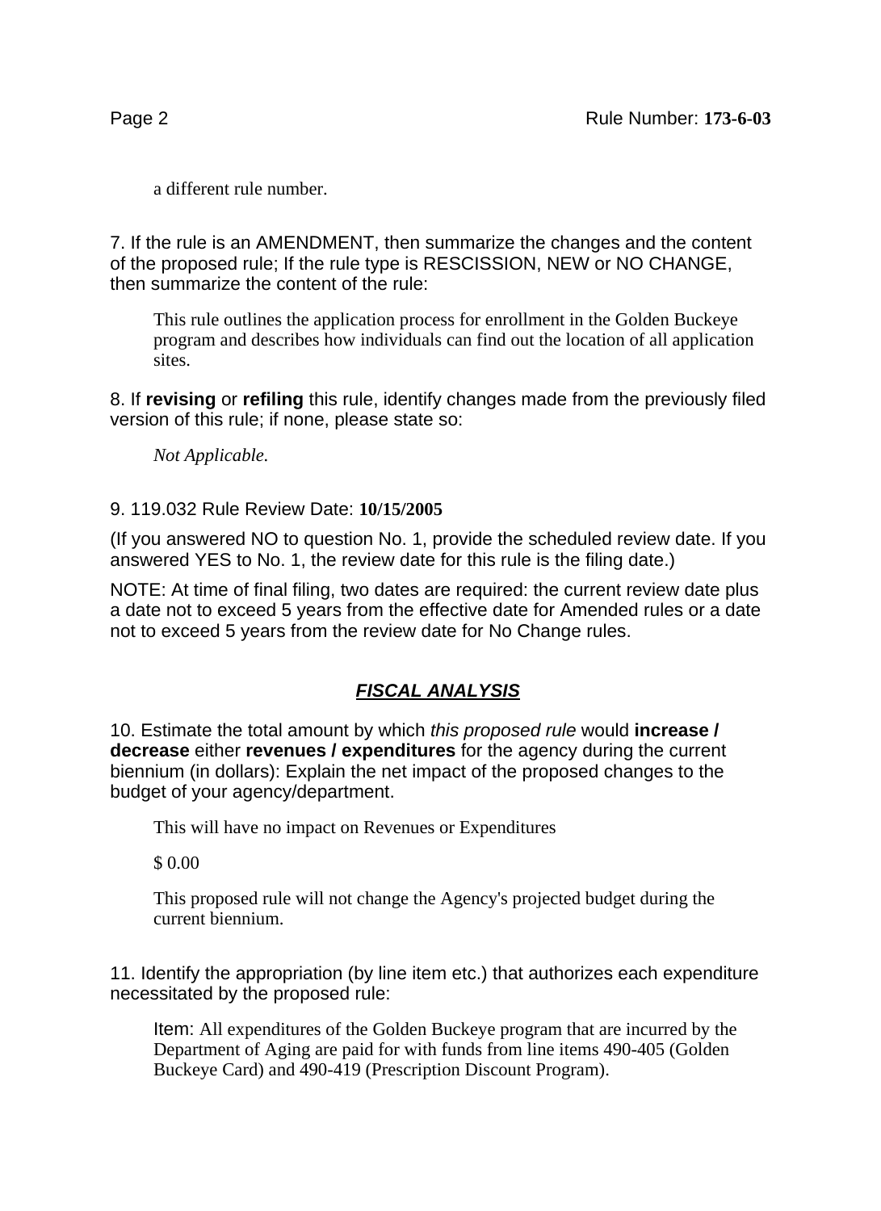a different rule number.

7. If the rule is an AMENDMENT, then summarize the changes and the content of the proposed rule; If the rule type is RESCISSION, NEW or NO CHANGE, then summarize the content of the rule:

> This rule outlines the application process for enrollment in the Golden Buckeye program and describes how individuals can find out the location of all application sites.

8. If **revising** or **refiling** this rule, identify changes made from the previously filed version of this rule; if none, please state so:

> *Not Applicable.*

9. 119.032 Rule Review Date: **10/15/2005**

(If you answered NO to question No. 1, provide the scheduled review date. If you answered YES to No. 1, the review date for this rule is the filing date.)

NOTE: At time of final filing, two dates are required: the current review date plus a date not to exceed 5 years from the effective date for Amended rules or a date not to exceed 5 years from the review date for No Change rules.

## ***FISCAL ANALYSIS***

10. Estimate the total amount by which *this proposed rule* would **increase / decrease** either **revenues / expenditures** for the agency during the current biennium (in dollars): Explain the net impact of the proposed changes to the budget of your agency/department.

> This will have no impact on Revenues or Expenditures
>
> $ 0.00
>
> This proposed rule will not change the Agency's projected budget during the current biennium.

11. Identify the appropriation (by line item etc.) that authorizes each expenditure necessitated by the proposed rule:

> Item: All expenditures of the Golden Buckeye program that are incurred by the Department of Aging are paid for with funds from line items 490-405 (Golden Buckeye Card) and 490-419 (Prescription Discount Program).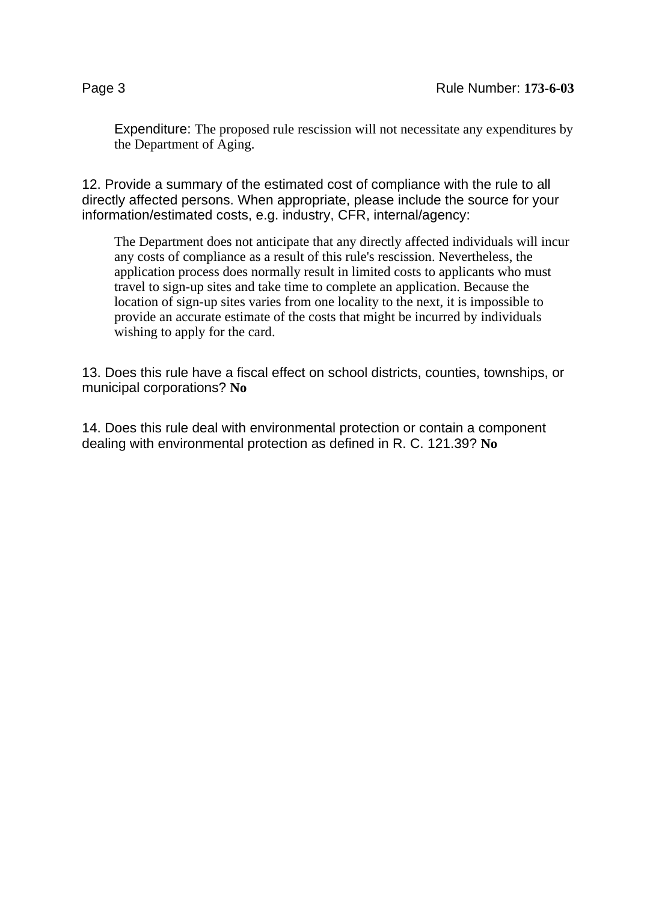Expenditure: The proposed rule rescission will not necessitate any expenditures by the Department of Aging.

12. Provide a summary of the estimated cost of compliance with the rule to all directly affected persons. When appropriate, please include the source for your information/estimated costs, e.g. industry, CFR, internal/agency:

The Department does not anticipate that any directly affected individuals will incur any costs of compliance as a result of this rule's rescission. Nevertheless, the application process does normally result in limited costs to applicants who must travel to sign-up sites and take time to complete an application. Because the location of sign-up sites varies from one locality to the next, it is impossible to provide an accurate estimate of the costs that might be incurred by individuals wishing to apply for the card.

13. Does this rule have a fiscal effect on school districts, counties, townships, or municipal corporations? **No**

14. Does this rule deal with environmental protection or contain a component dealing with environmental protection as defined in R. C. 121.39? **No**